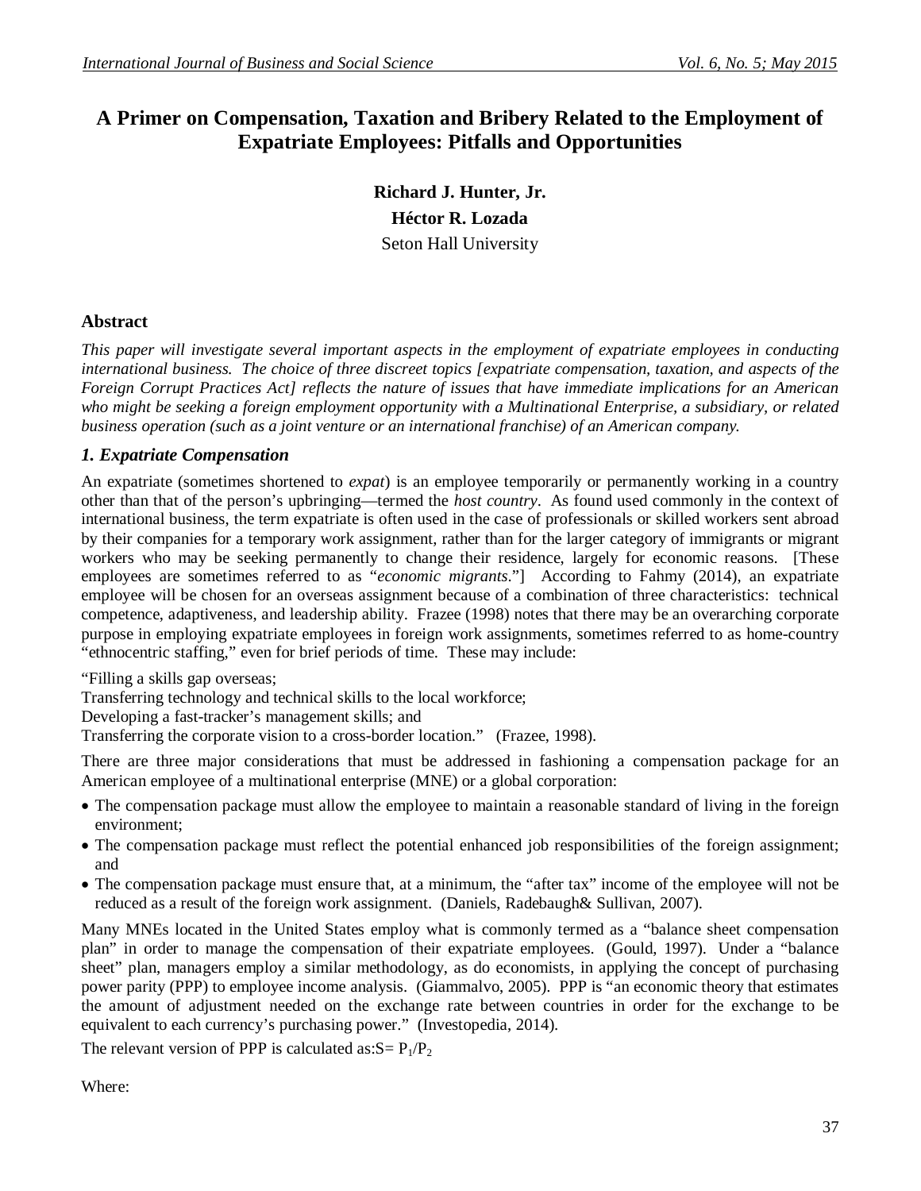# A Primer on Compensation, Taxation and Bribery Related to the Employment of Expatriate Employees: Pitfalls and Opportunities

**Richard J. Hunter, Jr.**
**Héctor R. Lozada**
Seton Hall University

## Abstract

*This paper will investigate several important aspects in the employment of expatriate employees in conducting international business. The choice of three discreet topics [expatriate compensation, taxation, and aspects of the Foreign Corrupt Practices Act] reflects the nature of issues that have immediate implications for an American who might be seeking a foreign employment opportunity with a Multinational Enterprise, a subsidiary, or related business operation (such as a joint venture or an international franchise) of an American company.*

## *1. Expatriate Compensation*

An expatriate (sometimes shortened to *expat*) is an employee temporarily or permanently working in a country other than that of the person's upbringing—termed the *host country*. As found used commonly in the context of international business, the term expatriate is often used in the case of professionals or skilled workers sent abroad by their companies for a temporary work assignment, rather than for the larger category of immigrants or migrant workers who may be seeking permanently to change their residence, largely for economic reasons. [These employees are sometimes referred to as "*economic migrants*."] According to Fahmy (2014), an expatriate employee will be chosen for an overseas assignment because of a combination of three characteristics: technical competence, adaptiveness, and leadership ability. Frazee (1998) notes that there may be an overarching corporate purpose in employing expatriate employees in foreign work assignments, sometimes referred to as home-country "ethnocentric staffing," even for brief periods of time. These may include:

"Filling a skills gap overseas;
Transferring technology and technical skills to the local workforce;
Developing a fast-tracker's management skills; and
Transferring the corporate vision to a cross-border location." (Frazee, 1998).

There are three major considerations that must be addressed in fashioning a compensation package for an American employee of a multinational enterprise (MNE) or a global corporation:

- The compensation package must allow the employee to maintain a reasonable standard of living in the foreign environment;
- The compensation package must reflect the potential enhanced job responsibilities of the foreign assignment; and
- The compensation package must ensure that, at a minimum, the "after tax" income of the employee will not be reduced as a result of the foreign work assignment. (Daniels, Radebaugh& Sullivan, 2007).

Many MNEs located in the United States employ what is commonly termed as a "balance sheet compensation plan" in order to manage the compensation of their expatriate employees. (Gould, 1997). Under a "balance sheet" plan, managers employ a similar methodology, as do economists, in applying the concept of purchasing power parity (PPP) to employee income analysis. (Giammalvo, 2005). PPP is "an economic theory that estimates the amount of adjustment needed on the exchange rate between countries in order for the exchange to be equivalent to each currency's purchasing power." (Investopedia, 2014).

The relevant version of PPP is calculated as: $S = P_1/P_2$

Where: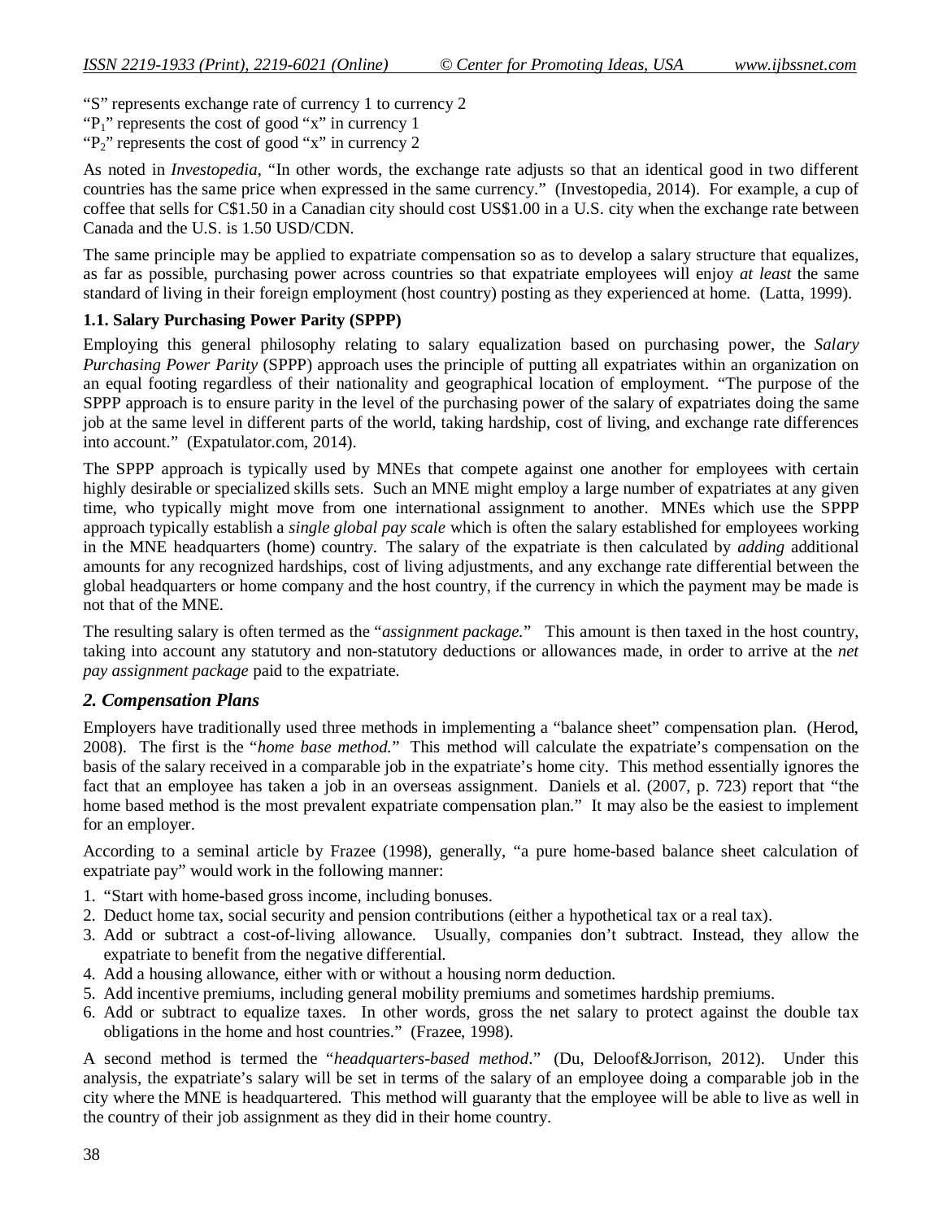"S" represents exchange rate of currency 1 to currency 2

"$P_1$" represents the cost of good "x" in currency 1

"$P_2$" represents the cost of good "x" in currency 2

As noted in *Investopedia*, "In other words, the exchange rate adjusts so that an identical good in two different countries has the same price when expressed in the same currency." (Investopedia, 2014). For example, a cup of coffee that sells for C$1.50 in a Canadian city should cost US$1.00 in a U.S. city when the exchange rate between Canada and the U.S. is 1.50 USD/CDN.

The same principle may be applied to expatriate compensation so as to develop a salary structure that equalizes, as far as possible, purchasing power across countries so that expatriate employees will enjoy *at least* the same standard of living in their foreign employment (host country) posting as they experienced at home. (Latta, 1999).

### 1.1. Salary Purchasing Power Parity (SPPP)

Employing this general philosophy relating to salary equalization based on purchasing power, the *Salary Purchasing Power Parity* (SPPP) approach uses the principle of putting all expatriates within an organization on an equal footing regardless of their nationality and geographical location of employment. "The purpose of the SPPP approach is to ensure parity in the level of the purchasing power of the salary of expatriates doing the same job at the same level in different parts of the world, taking hardship, cost of living, and exchange rate differences into account." (Expatulator.com, 2014).

The SPPP approach is typically used by MNEs that compete against one another for employees with certain highly desirable or specialized skills sets. Such an MNE might employ a large number of expatriates at any given time, who typically might move from one international assignment to another. MNEs which use the SPPP approach typically establish a *single global pay scale* which is often the salary established for employees working in the MNE headquarters (home) country. The salary of the expatriate is then calculated by *adding* additional amounts for any recognized hardships, cost of living adjustments, and any exchange rate differential between the global headquarters or home company and the host country, if the currency in which the payment may be made is not that of the MNE.

The resulting salary is often termed as the "*assignment package*." This amount is then taxed in the host country, taking into account any statutory and non-statutory deductions or allowances made, in order to arrive at the *net pay assignment package* paid to the expatriate.

## *2. Compensation Plans*

Employers have traditionally used three methods in implementing a "balance sheet" compensation plan. (Herod, 2008). The first is the "*home base method.*" This method will calculate the expatriate's compensation on the basis of the salary received in a comparable job in the expatriate's home city. This method essentially ignores the fact that an employee has taken a job in an overseas assignment. Daniels et al. (2007, p. 723) report that "the home based method is the most prevalent expatriate compensation plan." It may also be the easiest to implement for an employer.

According to a seminal article by Frazee (1998), generally, "a pure home-based balance sheet calculation of expatriate pay" would work in the following manner:

1. "Start with home-based gross income, including bonuses.
2. Deduct home tax, social security and pension contributions (either a hypothetical tax or a real tax).
3. Add or subtract a cost-of-living allowance. Usually, companies don't subtract. Instead, they allow the expatriate to benefit from the negative differential.
4. Add a housing allowance, either with or without a housing norm deduction.
5. Add incentive premiums, including general mobility premiums and sometimes hardship premiums.
6. Add or subtract to equalize taxes. In other words, gross the net salary to protect against the double tax obligations in the home and host countries." (Frazee, 1998).

A second method is termed the "*headquarters-based method*." (Du, Deloof&Jorrison, 2012). Under this analysis, the expatriate's salary will be set in terms of the salary of an employee doing a comparable job in the city where the MNE is headquartered. This method will guaranty that the employee will be able to live as well in the country of their job assignment as they did in their home country.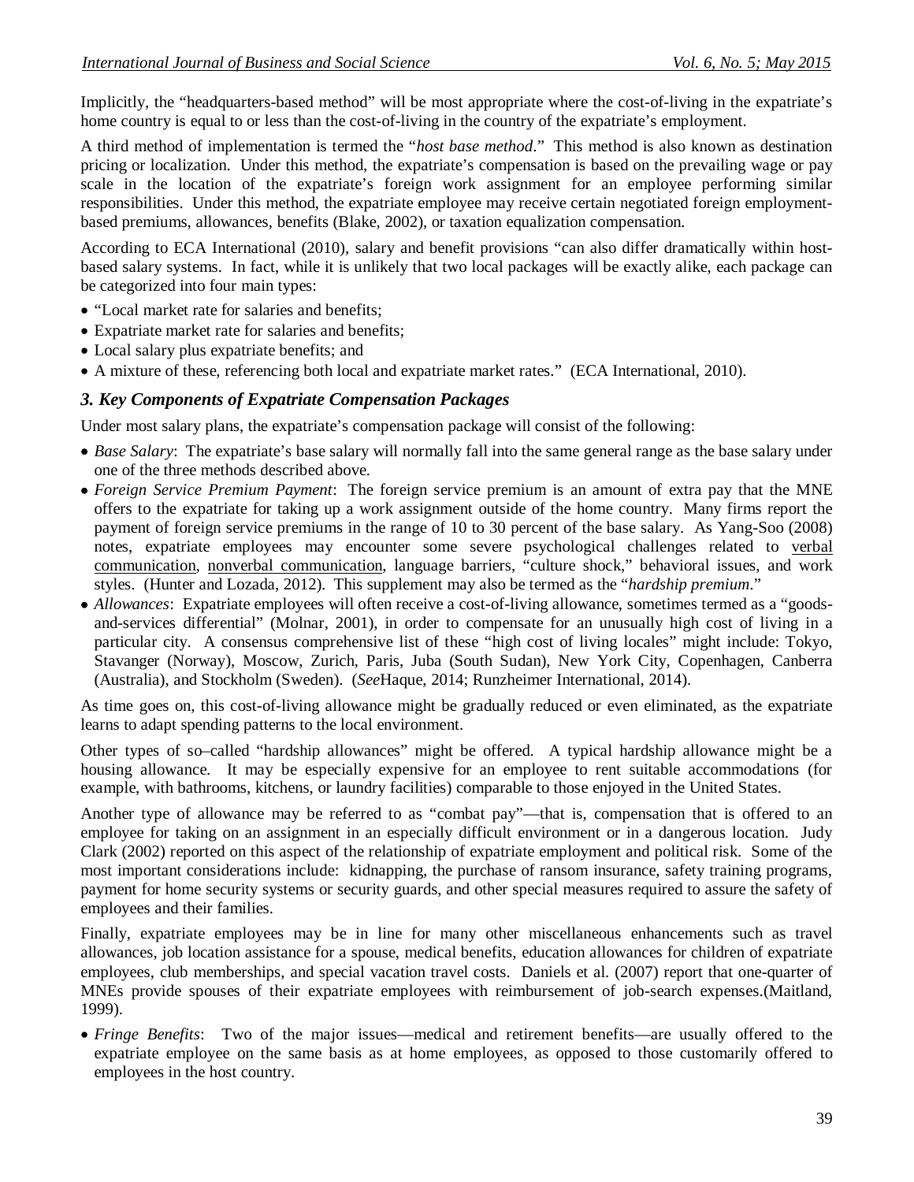Implicitly, the "headquarters-based method" will be most appropriate where the cost-of-living in the expatriate's home country is equal to or less than the cost-of-living in the country of the expatriate's employment.

A third method of implementation is termed the "*host base method*." This method is also known as destination pricing or localization. Under this method, the expatriate's compensation is based on the prevailing wage or pay scale in the location of the expatriate's foreign work assignment for an employee performing similar responsibilities. Under this method, the expatriate employee may receive certain negotiated foreign employment-based premiums, allowances, benefits (Blake, 2002), or taxation equalization compensation.

According to ECA International (2010), salary and benefit provisions "can also differ dramatically within host-based salary systems. In fact, while it is unlikely that two local packages will be exactly alike, each package can be categorized into four main types:

- "Local market rate for salaries and benefits;
- Expatriate market rate for salaries and benefits;
- Local salary plus expatriate benefits; and
- A mixture of these, referencing both local and expatriate market rates." (ECA International, 2010).

### *3. Key Components of Expatriate Compensation Packages*

Under most salary plans, the expatriate's compensation package will consist of the following:

- *Base Salary*: The expatriate's base salary will normally fall into the same general range as the base salary under one of the three methods described above.
- *Foreign Service Premium Payment*: The foreign service premium is an amount of extra pay that the MNE offers to the expatriate for taking up a work assignment outside of the home country. Many firms report the payment of foreign service premiums in the range of 10 to 30 percent of the base salary. As Yang-Soo (2008) notes, expatriate employees may encounter some severe psychological challenges related to verbal communication, nonverbal communication, language barriers, "culture shock," behavioral issues, and work styles. (Hunter and Lozada, 2012). This supplement may also be termed as the "*hardship premium*."
- *Allowances*: Expatriate employees will often receive a cost-of-living allowance, sometimes termed as a "goods-and-services differential" (Molnar, 2001), in order to compensate for an unusually high cost of living in a particular city. A consensus comprehensive list of these "high cost of living locales" might include: Tokyo, Stavanger (Norway), Moscow, Zurich, Paris, Juba (South Sudan), New York City, Copenhagen, Canberra (Australia), and Stockholm (Sweden). (*See*Haque, 2014; Runzheimer International, 2014).

As time goes on, this cost-of-living allowance might be gradually reduced or even eliminated, as the expatriate learns to adapt spending patterns to the local environment.

Other types of so–called "hardship allowances" might be offered. A typical hardship allowance might be a housing allowance. It may be especially expensive for an employee to rent suitable accommodations (for example, with bathrooms, kitchens, or laundry facilities) comparable to those enjoyed in the United States.

Another type of allowance may be referred to as "combat pay"—that is, compensation that is offered to an employee for taking on an assignment in an especially difficult environment or in a dangerous location. Judy Clark (2002) reported on this aspect of the relationship of expatriate employment and political risk. Some of the most important considerations include: kidnapping, the purchase of ransom insurance, safety training programs, payment for home security systems or security guards, and other special measures required to assure the safety of employees and their families.

Finally, expatriate employees may be in line for many other miscellaneous enhancements such as travel allowances, job location assistance for a spouse, medical benefits, education allowances for children of expatriate employees, club memberships, and special vacation travel costs. Daniels et al. (2007) report that one-quarter of MNEs provide spouses of their expatriate employees with reimbursement of job-search expenses.(Maitland, 1999).

- *Fringe Benefits*: Two of the major issues—medical and retirement benefits—are usually offered to the expatriate employee on the same basis as at home employees, as opposed to those customarily offered to employees in the host country.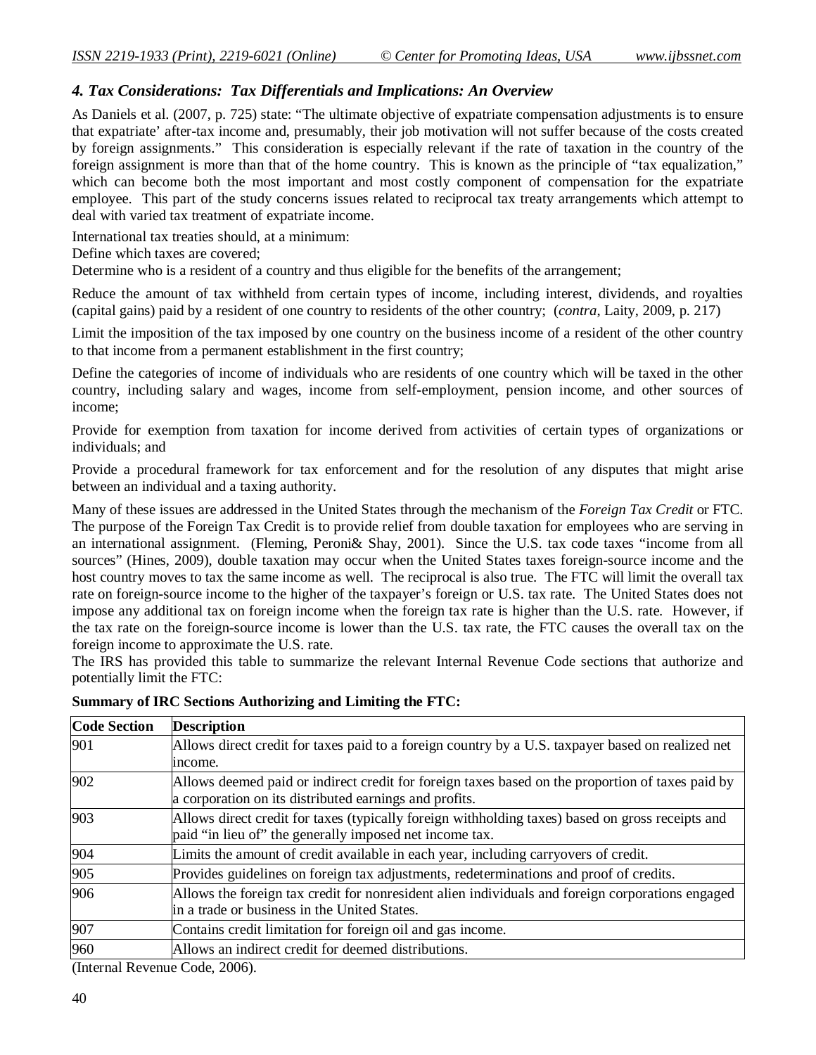### *4. Tax Considerations: Tax Differentials and Implications: An Overview*

As Daniels et al. (2007, p. 725) state: "The ultimate objective of expatriate compensation adjustments is to ensure that expatriate' after-tax income and, presumably, their job motivation will not suffer because of the costs created by foreign assignments." This consideration is especially relevant if the rate of taxation in the country of the foreign assignment is more than that of the home country. This is known as the principle of "tax equalization," which can become both the most important and most costly component of compensation for the expatriate employee. This part of the study concerns issues related to reciprocal tax treaty arrangements which attempt to deal with varied tax treatment of expatriate income.

International tax treaties should, at a minimum:

Define which taxes are covered;

Determine who is a resident of a country and thus eligible for the benefits of the arrangement;

Reduce the amount of tax withheld from certain types of income, including interest, dividends, and royalties (capital gains) paid by a resident of one country to residents of the other country; (*contra*, Laity, 2009, p. 217)

Limit the imposition of the tax imposed by one country on the business income of a resident of the other country to that income from a permanent establishment in the first country;

Define the categories of income of individuals who are residents of one country which will be taxed in the other country, including salary and wages, income from self-employment, pension income, and other sources of income;

Provide for exemption from taxation for income derived from activities of certain types of organizations or individuals; and

Provide a procedural framework for tax enforcement and for the resolution of any disputes that might arise between an individual and a taxing authority.

Many of these issues are addressed in the United States through the mechanism of the *Foreign Tax Credit* or FTC. The purpose of the Foreign Tax Credit is to provide relief from double taxation for employees who are serving in an international assignment. (Fleming, Peroni& Shay, 2001). Since the U.S. tax code taxes "income from all sources" (Hines, 2009), double taxation may occur when the United States taxes foreign-source income and the host country moves to tax the same income as well. The reciprocal is also true. The FTC will limit the overall tax rate on foreign-source income to the higher of the taxpayer's foreign or U.S. tax rate. The United States does not impose any additional tax on foreign income when the foreign tax rate is higher than the U.S. rate. However, if the tax rate on the foreign-source income is lower than the U.S. tax rate, the FTC causes the overall tax on the foreign income to approximate the U.S. rate.

The IRS has provided this table to summarize the relevant Internal Revenue Code sections that authorize and potentially limit the FTC:

**Summary of IRC Sections Authorizing and Limiting the FTC:**

| Code Section | Description |
|---|---|
| 901 | Allows direct credit for taxes paid to a foreign country by a U.S. taxpayer based on realized net income. |
| 902 | Allows deemed paid or indirect credit for foreign taxes based on the proportion of taxes paid by a corporation on its distributed earnings and profits. |
| 903 | Allows direct credit for taxes (typically foreign withholding taxes) based on gross receipts and paid "in lieu of" the generally imposed net income tax. |
| 904 | Limits the amount of credit available in each year, including carryovers of credit. |
| 905 | Provides guidelines on foreign tax adjustments, redeterminations and proof of credits. |
| 906 | Allows the foreign tax credit for nonresident alien individuals and foreign corporations engaged in a trade or business in the United States. |
| 907 | Contains credit limitation for foreign oil and gas income. |
| 960 | Allows an indirect credit for deemed distributions. |

(Internal Revenue Code, 2006).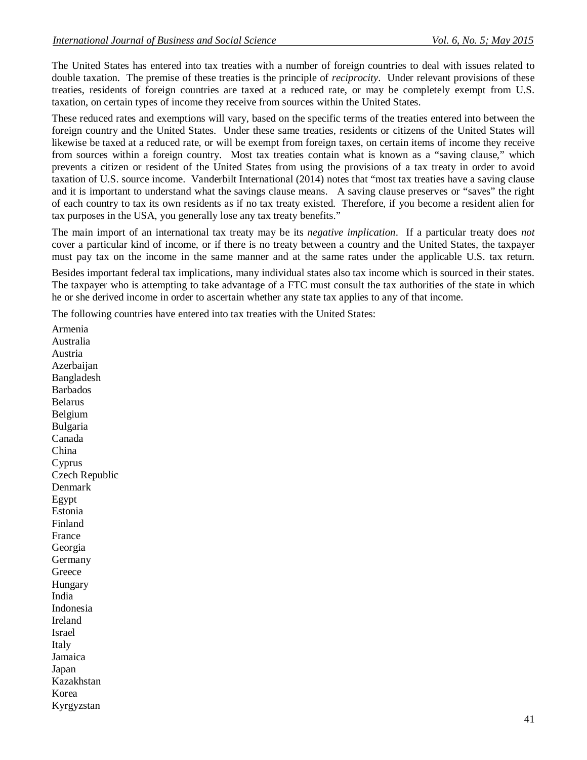The United States has entered into tax treaties with a number of foreign countries to deal with issues related to double taxation. The premise of these treaties is the principle of *reciprocity*. Under relevant provisions of these treaties, residents of foreign countries are taxed at a reduced rate, or may be completely exempt from U.S. taxation, on certain types of income they receive from sources within the United States.

These reduced rates and exemptions will vary, based on the specific terms of the treaties entered into between the foreign country and the United States. Under these same treaties, residents or citizens of the United States will likewise be taxed at a reduced rate, or will be exempt from foreign taxes, on certain items of income they receive from sources within a foreign country. Most tax treaties contain what is known as a "saving clause," which prevents a citizen or resident of the United States from using the provisions of a tax treaty in order to avoid taxation of U.S. source income. Vanderbilt International (2014) notes that "most tax treaties have a saving clause and it is important to understand what the savings clause means. A saving clause preserves or "saves" the right of each country to tax its own residents as if no tax treaty existed. Therefore, if you become a resident alien for tax purposes in the USA, you generally lose any tax treaty benefits."

The main import of an international tax treaty may be its *negative implication*. If a particular treaty does *not* cover a particular kind of income, or if there is no treaty between a country and the United States, the taxpayer must pay tax on the income in the same manner and at the same rates under the applicable U.S. tax return.

Besides important federal tax implications, many individual states also tax income which is sourced in their states. The taxpayer who is attempting to take advantage of a FTC must consult the tax authorities of the state in which he or she derived income in order to ascertain whether any state tax applies to any of that income.

The following countries have entered into tax treaties with the United States:

Armenia
Australia
Austria
Azerbaijan
Bangladesh
Barbados
Belarus
Belgium
Bulgaria
Canada
China
Cyprus
Czech Republic
Denmark
Egypt
Estonia
Finland
France
Georgia
Germany
Greece
Hungary
India
Indonesia
Ireland
Israel
Italy
Jamaica
Japan
Kazakhstan
Korea
Kyrgyzstan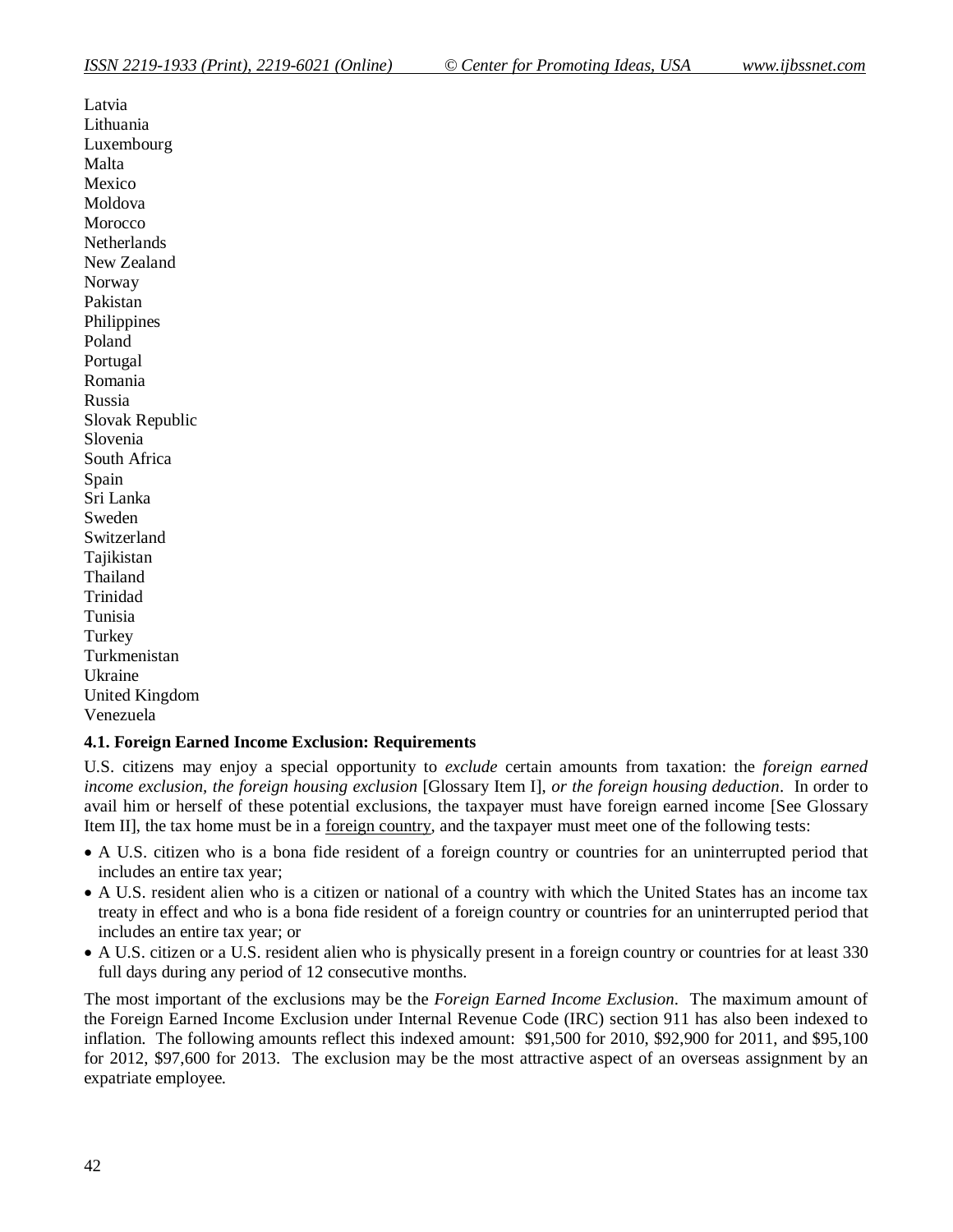Latvia
Lithuania
Luxembourg
Malta
Mexico
Moldova
Morocco
Netherlands
New Zealand
Norway
Pakistan
Philippines
Poland
Portugal
Romania
Russia
Slovak Republic
Slovenia
South Africa
Spain
Sri Lanka
Sweden
Switzerland
Tajikistan
Thailand
Trinidad
Tunisia
Turkey
Turkmenistan
Ukraine
United Kingdom
Venezuela

### 4.1. Foreign Earned Income Exclusion: Requirements

U.S. citizens may enjoy a special opportunity to *exclude* certain amounts from taxation: the *foreign earned income exclusion, the foreign housing exclusion* [Glossary Item I], *or the foreign housing deduction*. In order to avail him or herself of these potential exclusions, the taxpayer must have foreign earned income [See Glossary Item II], the tax home must be in a foreign country, and the taxpayer must meet one of the following tests:

- A U.S. citizen who is a bona fide resident of a foreign country or countries for an uninterrupted period that includes an entire tax year;
- A U.S. resident alien who is a citizen or national of a country with which the United States has an income tax treaty in effect and who is a bona fide resident of a foreign country or countries for an uninterrupted period that includes an entire tax year; or
- A U.S. citizen or a U.S. resident alien who is physically present in a foreign country or countries for at least 330 full days during any period of 12 consecutive months.

The most important of the exclusions may be the *Foreign Earned Income Exclusion*. The maximum amount of the Foreign Earned Income Exclusion under Internal Revenue Code (IRC) section 911 has also been indexed to inflation. The following amounts reflect this indexed amount: $91,500 for 2010, $92,900 for 2011, and $95,100 for 2012, $97,600 for 2013. The exclusion may be the most attractive aspect of an overseas assignment by an expatriate employee.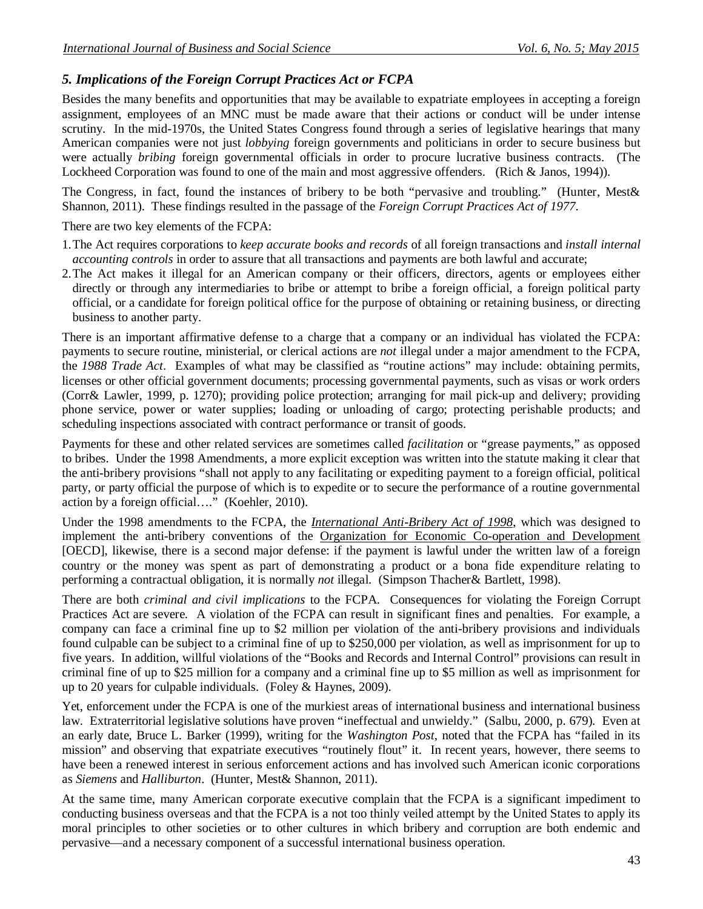### *5. Implications of the Foreign Corrupt Practices Act or FCPA*

Besides the many benefits and opportunities that may be available to expatriate employees in accepting a foreign assignment, employees of an MNC must be made aware that their actions or conduct will be under intense scrutiny. In the mid-1970s, the United States Congress found through a series of legislative hearings that many American companies were not just *lobbying* foreign governments and politicians in order to secure business but were actually *bribing* foreign governmental officials in order to procure lucrative business contracts. (The Lockheed Corporation was found to one of the main and most aggressive offenders. (Rich & Janos, 1994)).

The Congress, in fact, found the instances of bribery to be both "pervasive and troubling." (Hunter, Mest& Shannon, 2011). These findings resulted in the passage of the *Foreign Corrupt Practices Act of 1977*.

There are two key elements of the FCPA:

1. The Act requires corporations to *keep accurate books and records* of all foreign transactions and *install internal accounting controls* in order to assure that all transactions and payments are both lawful and accurate;
2. The Act makes it illegal for an American company or their officers, directors, agents or employees either directly or through any intermediaries to bribe or attempt to bribe a foreign official, a foreign political party official, or a candidate for foreign political office for the purpose of obtaining or retaining business, or directing business to another party.

There is an important affirmative defense to a charge that a company or an individual has violated the FCPA: payments to secure routine, ministerial, or clerical actions are *not* illegal under a major amendment to the FCPA, the *1988 Trade Act*. Examples of what may be classified as "routine actions" may include: obtaining permits, licenses or other official government documents; processing governmental payments, such as visas or work orders (Corr& Lawler, 1999, p. 1270); providing police protection; arranging for mail pick-up and delivery; providing phone service, power or water supplies; loading or unloading of cargo; protecting perishable products; and scheduling inspections associated with contract performance or transit of goods.

Payments for these and other related services are sometimes called *facilitation* or "grease payments," as opposed to bribes. Under the 1998 Amendments, a more explicit exception was written into the statute making it clear that the anti-bribery provisions "shall not apply to any facilitating or expediting payment to a foreign official, political party, or party official the purpose of which is to expedite or to secure the performance of a routine governmental action by a foreign official…." (Koehler, 2010).

Under the 1998 amendments to the FCPA, the *International Anti-Bribery Act of 1998*, which was designed to implement the anti-bribery conventions of the Organization for Economic Co-operation and Development [OECD], likewise, there is a second major defense: if the payment is lawful under the written law of a foreign country or the money was spent as part of demonstrating a product or a bona fide expenditure relating to performing a contractual obligation, it is normally *not* illegal. (Simpson Thacher& Bartlett, 1998).

There are both *criminal and civil implications* to the FCPA. Consequences for violating the Foreign Corrupt Practices Act are severe. A violation of the FCPA can result in significant fines and penalties. For example, a company can face a criminal fine up to $2 million per violation of the anti-bribery provisions and individuals found culpable can be subject to a criminal fine of up to $250,000 per violation, as well as imprisonment for up to five years. In addition, willful violations of the "Books and Records and Internal Control" provisions can result in criminal fine of up to $25 million for a company and a criminal fine up to $5 million as well as imprisonment for up to 20 years for culpable individuals. (Foley & Haynes, 2009).

Yet, enforcement under the FCPA is one of the murkiest areas of international business and international business law. Extraterritorial legislative solutions have proven "ineffectual and unwieldy." (Salbu, 2000, p. 679). Even at an early date, Bruce L. Barker (1999), writing for the *Washington Post*, noted that the FCPA has "failed in its mission" and observing that expatriate executives "routinely flout" it. In recent years, however, there seems to have been a renewed interest in serious enforcement actions and has involved such American iconic corporations as *Siemens* and *Halliburton*. (Hunter, Mest& Shannon, 2011).

At the same time, many American corporate executive complain that the FCPA is a significant impediment to conducting business overseas and that the FCPA is a not too thinly veiled attempt by the United States to apply its moral principles to other societies or to other cultures in which bribery and corruption are both endemic and pervasive—and a necessary component of a successful international business operation.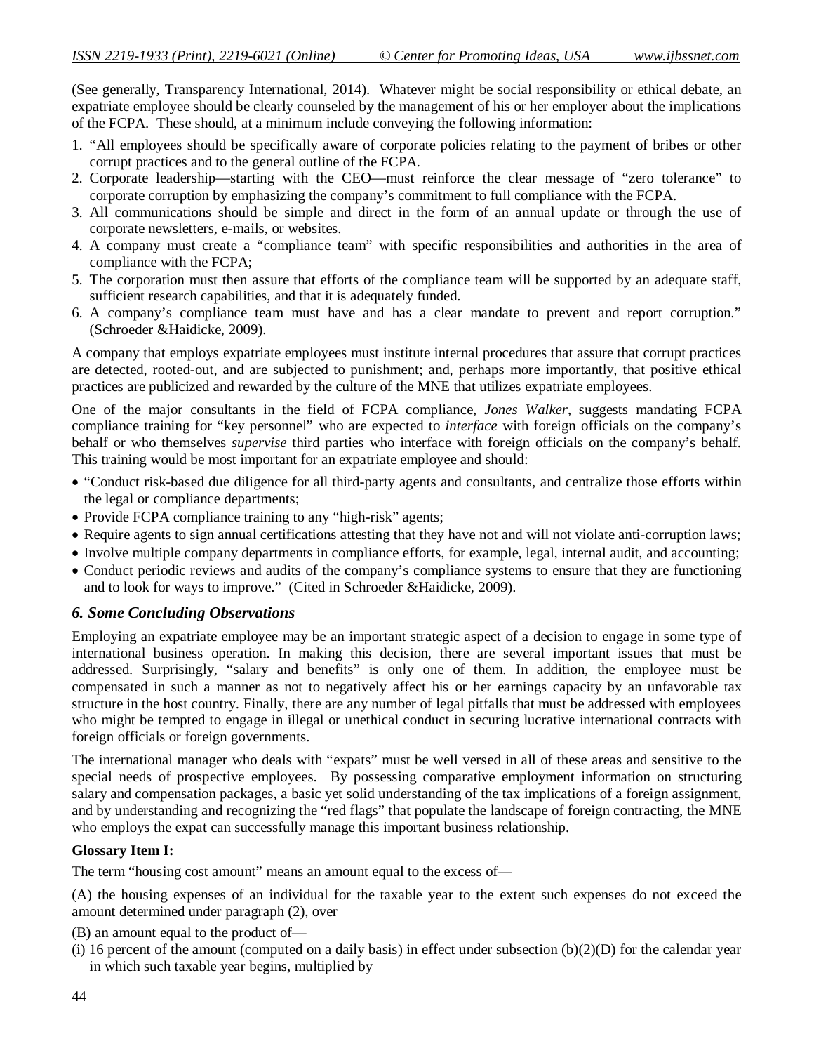(See generally, Transparency International, 2014). Whatever might be social responsibility or ethical debate, an expatriate employee should be clearly counseled by the management of his or her employer about the implications of the FCPA. These should, at a minimum include conveying the following information:

1. "All employees should be specifically aware of corporate policies relating to the payment of bribes or other corrupt practices and to the general outline of the FCPA.
2. Corporate leadership—starting with the CEO—must reinforce the clear message of "zero tolerance" to corporate corruption by emphasizing the company's commitment to full compliance with the FCPA.
3. All communications should be simple and direct in the form of an annual update or through the use of corporate newsletters, e-mails, or websites.
4. A company must create a "compliance team" with specific responsibilities and authorities in the area of compliance with the FCPA;
5. The corporation must then assure that efforts of the compliance team will be supported by an adequate staff, sufficient research capabilities, and that it is adequately funded.
6. A company's compliance team must have and has a clear mandate to prevent and report corruption." (Schroeder &Haidicke, 2009).

A company that employs expatriate employees must institute internal procedures that assure that corrupt practices are detected, rooted-out, and are subjected to punishment; and, perhaps more importantly, that positive ethical practices are publicized and rewarded by the culture of the MNE that utilizes expatriate employees.

One of the major consultants in the field of FCPA compliance, *Jones Walker*, suggests mandating FCPA compliance training for "key personnel" who are expected to *interface* with foreign officials on the company's behalf or who themselves *supervise* third parties who interface with foreign officials on the company's behalf. This training would be most important for an expatriate employee and should:

- "Conduct risk-based due diligence for all third-party agents and consultants, and centralize those efforts within the legal or compliance departments;
- Provide FCPA compliance training to any "high-risk" agents;
- Require agents to sign annual certifications attesting that they have not and will not violate anti-corruption laws;
- Involve multiple company departments in compliance efforts, for example, legal, internal audit, and accounting;
- Conduct periodic reviews and audits of the company's compliance systems to ensure that they are functioning and to look for ways to improve." (Cited in Schroeder &Haidicke, 2009).

### *6. Some Concluding Observations*

Employing an expatriate employee may be an important strategic aspect of a decision to engage in some type of international business operation. In making this decision, there are several important issues that must be addressed. Surprisingly, "salary and benefits" is only one of them. In addition, the employee must be compensated in such a manner as not to negatively affect his or her earnings capacity by an unfavorable tax structure in the host country. Finally, there are any number of legal pitfalls that must be addressed with employees who might be tempted to engage in illegal or unethical conduct in securing lucrative international contracts with foreign officials or foreign governments.

The international manager who deals with "expats" must be well versed in all of these areas and sensitive to the special needs of prospective employees. By possessing comparative employment information on structuring salary and compensation packages, a basic yet solid understanding of the tax implications of a foreign assignment, and by understanding and recognizing the "red flags" that populate the landscape of foreign contracting, the MNE who employs the expat can successfully manage this important business relationship.

**Glossary Item I:**

The term "housing cost amount" means an amount equal to the excess of—

(A) the housing expenses of an individual for the taxable year to the extent such expenses do not exceed the amount determined under paragraph (2), over

(B) an amount equal to the product of—

(i) 16 percent of the amount (computed on a daily basis) in effect under subsection (b)(2)(D) for the calendar year in which such taxable year begins, multiplied by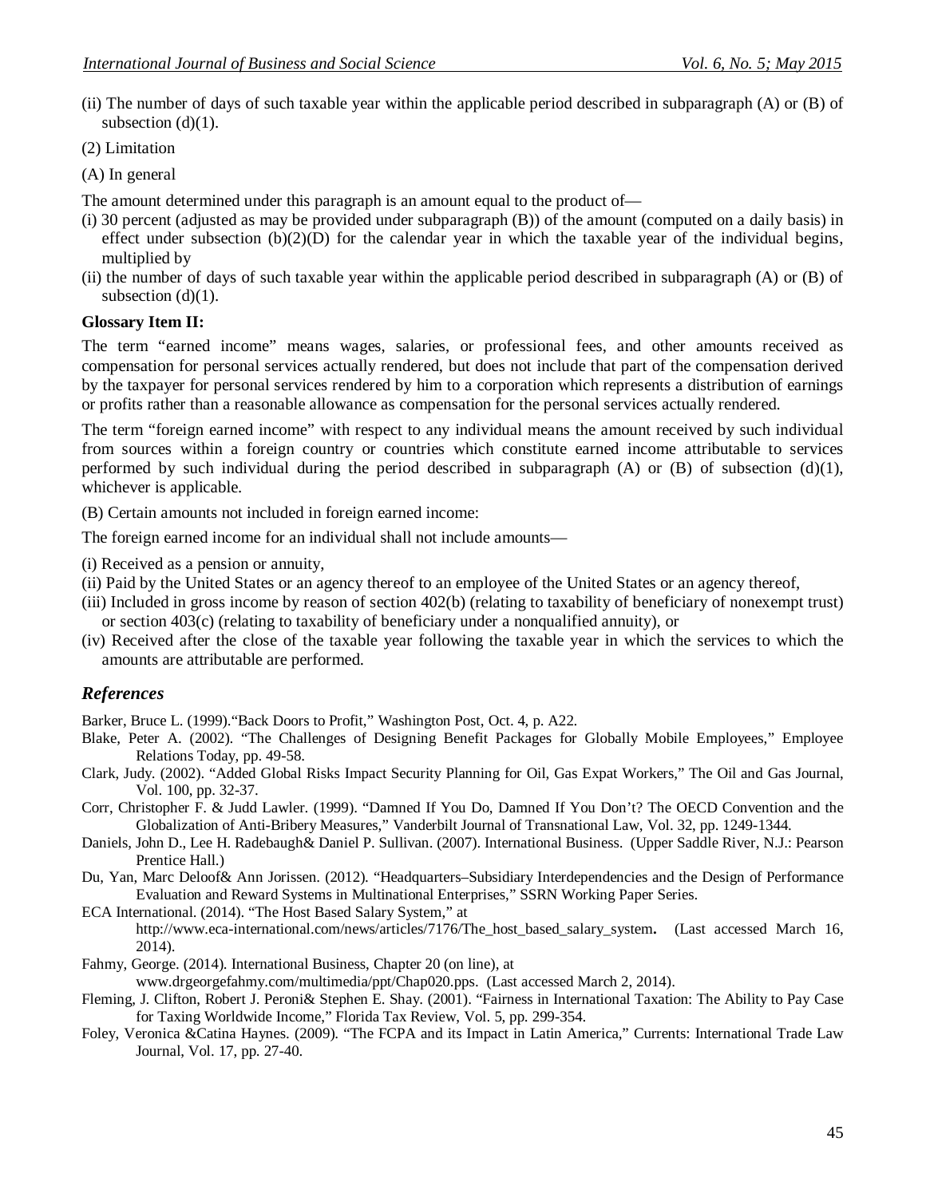(ii) The number of days of such taxable year within the applicable period described in subparagraph (A) or (B) of subsection (d)(1).

(2) Limitation

(A) In general

The amount determined under this paragraph is an amount equal to the product of—

(i) 30 percent (adjusted as may be provided under subparagraph (B)) of the amount (computed on a daily basis) in effect under subsection (b)(2)(D) for the calendar year in which the taxable year of the individual begins, multiplied by

(ii) the number of days of such taxable year within the applicable period described in subparagraph (A) or (B) of subsection (d)(1).

**Glossary Item II:**

The term "earned income" means wages, salaries, or professional fees, and other amounts received as compensation for personal services actually rendered, but does not include that part of the compensation derived by the taxpayer for personal services rendered by him to a corporation which represents a distribution of earnings or profits rather than a reasonable allowance as compensation for the personal services actually rendered.

The term "foreign earned income" with respect to any individual means the amount received by such individual from sources within a foreign country or countries which constitute earned income attributable to services performed by such individual during the period described in subparagraph (A) or (B) of subsection (d)(1), whichever is applicable.

(B) Certain amounts not included in foreign earned income:

The foreign earned income for an individual shall not include amounts—

(i) Received as a pension or annuity,

(ii) Paid by the United States or an agency thereof to an employee of the United States or an agency thereof,

(iii) Included in gross income by reason of section 402(b) (relating to taxability of beneficiary of nonexempt trust) or section 403(c) (relating to taxability of beneficiary under a nonqualified annuity), or

(iv) Received after the close of the taxable year following the taxable year in which the services to which the amounts are attributable are performed.

## *References*

Barker, Bruce L. (1999)."Back Doors to Profit," Washington Post, Oct. 4, p. A22.

Blake, Peter A. (2002). "The Challenges of Designing Benefit Packages for Globally Mobile Employees," Employee Relations Today, pp. 49-58.

Clark, Judy. (2002). "Added Global Risks Impact Security Planning for Oil, Gas Expat Workers," The Oil and Gas Journal, Vol. 100, pp. 32-37.

Corr, Christopher F. & Judd Lawler. (1999). "Damned If You Do, Damned If You Don't? The OECD Convention and the Globalization of Anti-Bribery Measures," Vanderbilt Journal of Transnational Law, Vol. 32, pp. 1249-1344.

Daniels, John D., Lee H. Radebaugh& Daniel P. Sullivan. (2007). International Business. (Upper Saddle River, N.J.: Pearson Prentice Hall.)

Du, Yan, Marc Deloof& Ann Jorissen. (2012). "Headquarters–Subsidiary Interdependencies and the Design of Performance Evaluation and Reward Systems in Multinational Enterprises," SSRN Working Paper Series.

ECA International. (2014). "The Host Based Salary System," at http://www.eca-international.com/news/articles/7176/The_host_based_salary_system. (Last accessed March 16, 2014).

Fahmy, George. (2014). International Business, Chapter 20 (on line), at www.drgeorgefahmy.com/multimedia/ppt/Chap020.pps. (Last accessed March 2, 2014).

Fleming, J. Clifton, Robert J. Peroni& Stephen E. Shay. (2001). "Fairness in International Taxation: The Ability to Pay Case for Taxing Worldwide Income," Florida Tax Review, Vol. 5, pp. 299-354.

Foley, Veronica &Catina Haynes. (2009). "The FCPA and its Impact in Latin America," Currents: International Trade Law Journal, Vol. 17, pp. 27-40.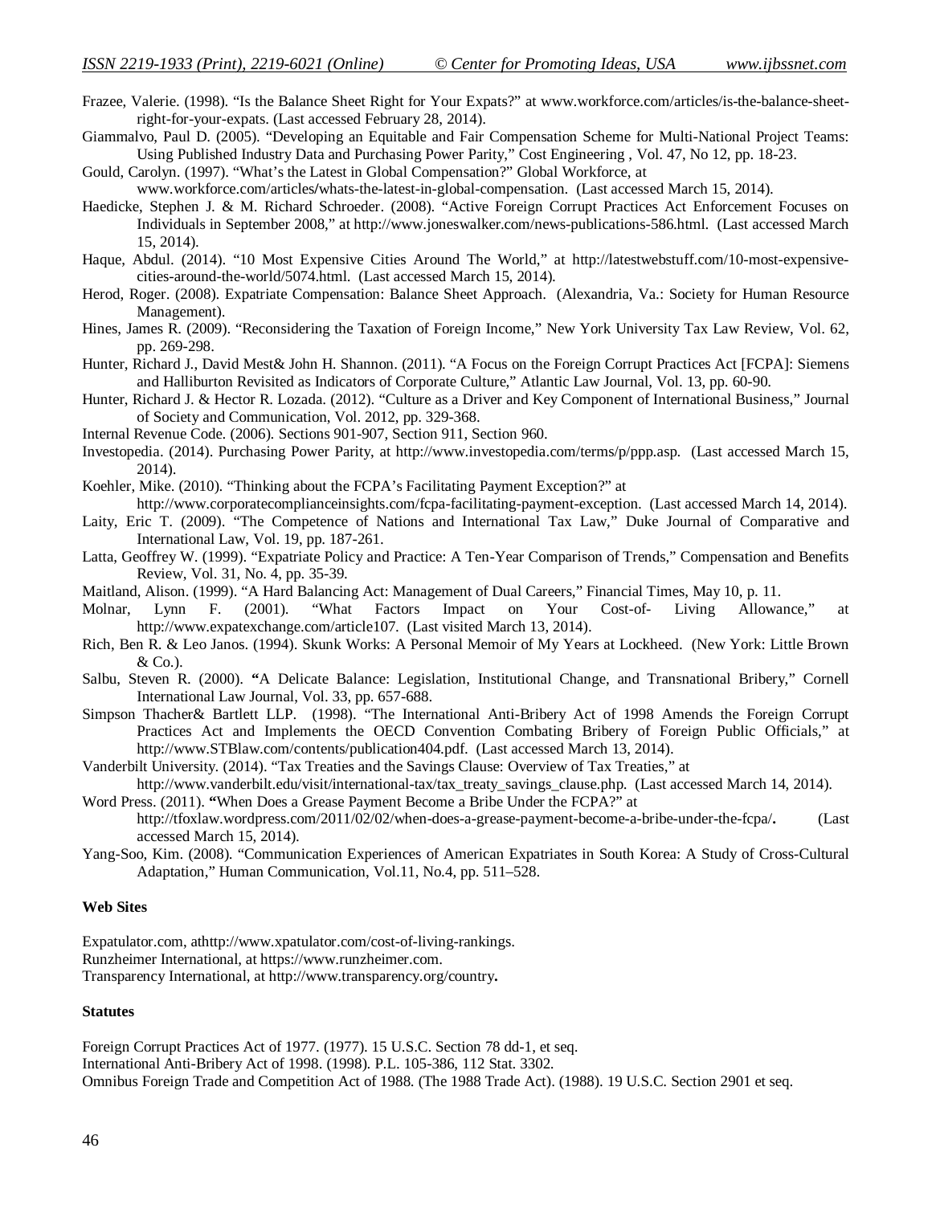Frazee, Valerie. (1998). "Is the Balance Sheet Right for Your Expats?" at www.workforce.com/articles/is-the-balance-sheet-right-for-your-expats. (Last accessed February 28, 2014).

Giammalvo, Paul D. (2005). "Developing an Equitable and Fair Compensation Scheme for Multi-National Project Teams: Using Published Industry Data and Purchasing Power Parity," Cost Engineering , Vol. 47, No 12, pp. 18-23.

Gould, Carolyn. (1997). "What's the Latest in Global Compensation?" Global Workforce, at www.workforce.com/articles/whats-the-latest-in-global-compensation. (Last accessed March 15, 2014).

Haedicke, Stephen J. & M. Richard Schroeder. (2008). "Active Foreign Corrupt Practices Act Enforcement Focuses on Individuals in September 2008," at http://www.joneswalker.com/news-publications-586.html. (Last accessed March 15, 2014).

Haque, Abdul. (2014). "10 Most Expensive Cities Around The World," at http://latestwebstuff.com/10-most-expensive-cities-around-the-world/5074.html. (Last accessed March 15, 2014).

Herod, Roger. (2008). Expatriate Compensation: Balance Sheet Approach. (Alexandria, Va.: Society for Human Resource Management).

Hines, James R. (2009). "Reconsidering the Taxation of Foreign Income," New York University Tax Law Review, Vol. 62, pp. 269-298.

Hunter, Richard J., David Mest& John H. Shannon. (2011). "A Focus on the Foreign Corrupt Practices Act [FCPA]: Siemens and Halliburton Revisited as Indicators of Corporate Culture," Atlantic Law Journal, Vol. 13, pp. 60-90.

Hunter, Richard J. & Hector R. Lozada. (2012). "Culture as a Driver and Key Component of International Business," Journal of Society and Communication, Vol. 2012, pp. 329-368.

Internal Revenue Code. (2006). Sections 901-907, Section 911, Section 960.

Investopedia. (2014). Purchasing Power Parity, at http://www.investopedia.com/terms/p/ppp.asp. (Last accessed March 15, 2014).

Koehler, Mike. (2010). "Thinking about the FCPA's Facilitating Payment Exception?" at http://www.corporatecomplianceinsights.com/fcpa-facilitating-payment-exception. (Last accessed March 14, 2014).

Laity, Eric T. (2009). "The Competence of Nations and International Tax Law," Duke Journal of Comparative and International Law, Vol. 19, pp. 187-261.

Latta, Geoffrey W. (1999). "Expatriate Policy and Practice: A Ten-Year Comparison of Trends," Compensation and Benefits Review, Vol. 31, No. 4, pp. 35-39.

Maitland, Alison. (1999). "A Hard Balancing Act: Management of Dual Careers," Financial Times, May 10, p. 11.

Molnar, Lynn F. (2001). "What Factors Impact on Your Cost-of- Living Allowance," at http://www.expatexchange.com/article107. (Last visited March 13, 2014).

Rich, Ben R. & Leo Janos. (1994). Skunk Works: A Personal Memoir of My Years at Lockheed. (New York: Little Brown & Co.).

Salbu, Steven R. (2000). "A Delicate Balance: Legislation, Institutional Change, and Transnational Bribery," Cornell International Law Journal, Vol. 33, pp. 657-688.

Simpson Thacher& Bartlett LLP. (1998). "The International Anti-Bribery Act of 1998 Amends the Foreign Corrupt Practices Act and Implements the OECD Convention Combating Bribery of Foreign Public Officials," at http://www.STBlaw.com/contents/publication404.pdf. (Last accessed March 13, 2014).

Vanderbilt University. (2014). "Tax Treaties and the Savings Clause: Overview of Tax Treaties," at http://www.vanderbilt.edu/visit/international-tax/tax_treaty_savings_clause.php. (Last accessed March 14, 2014).

Word Press. (2011). **"**When Does a Grease Payment Become a Bribe Under the FCPA?" at http://tfoxlaw.wordpress.com/2011/02/02/when-does-a-grease-payment-become-a-bribe-under-the-fcpa/**.** (Last accessed March 15, 2014).

Yang-Soo, Kim. (2008). "Communication Experiences of American Expatriates in South Korea: A Study of Cross-Cultural Adaptation," Human Communication, Vol.11, No.4, pp. 511–528.

**Web Sites**

Expatulator.com, athttp://www.xpatulator.com/cost-of-living-rankings.

Runzheimer International, at https://www.runzheimer.com.

Transparency International, at http://www.transparency.org/country**.**

**Statutes**

Foreign Corrupt Practices Act of 1977. (1977). 15 U.S.C. Section 78 dd-1, et seq.

International Anti-Bribery Act of 1998. (1998). P.L. 105-386, 112 Stat. 3302.

Omnibus Foreign Trade and Competition Act of 1988. (The 1988 Trade Act). (1988). 19 U.S.C. Section 2901 et seq.